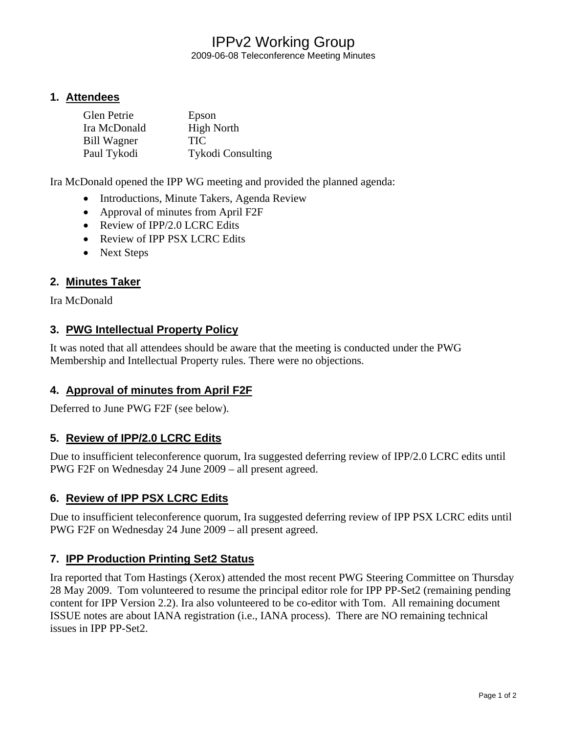# IPPv2 Working Group

2009-06-08 Teleconference Meeting Minutes

## 1. Attendees

| | |
|---|---|
| Glen Petrie | Epson |
| Ira McDonald | High North |
| Bill Wagner | TIC |
| Paul Tykodi | Tykodi Consulting |

Ira McDonald opened the IPP WG meeting and provided the planned agenda:

- Introductions, Minute Takers, Agenda Review
- Approval of minutes from April F2F
- Review of IPP/2.0 LCRC Edits
- Review of IPP PSX LCRC Edits
- Next Steps

## 2. Minutes Taker

Ira McDonald

## 3. PWG Intellectual Property Policy

It was noted that all attendees should be aware that the meeting is conducted under the PWG Membership and Intellectual Property rules. There were no objections.

## 4. Approval of minutes from April F2F

Deferred to June PWG F2F (see below).

## 5. Review of IPP/2.0 LCRC Edits

Due to insufficient teleconference quorum, Ira suggested deferring review of IPP/2.0 LCRC edits until PWG F2F on Wednesday 24 June 2009 – all present agreed.

## 6. Review of IPP PSX LCRC Edits

Due to insufficient teleconference quorum, Ira suggested deferring review of IPP PSX LCRC edits until PWG F2F on Wednesday 24 June 2009 – all present agreed.

## 7. IPP Production Printing Set2 Status

Ira reported that Tom Hastings (Xerox) attended the most recent PWG Steering Committee on Thursday 28 May 2009. Tom volunteered to resume the principal editor role for IPP PP-Set2 (remaining pending content for IPP Version 2.2). Ira also volunteered to be co-editor with Tom. All remaining document ISSUE notes are about IANA registration (i.e., IANA process). There are NO remaining technical issues in IPP PP-Set2.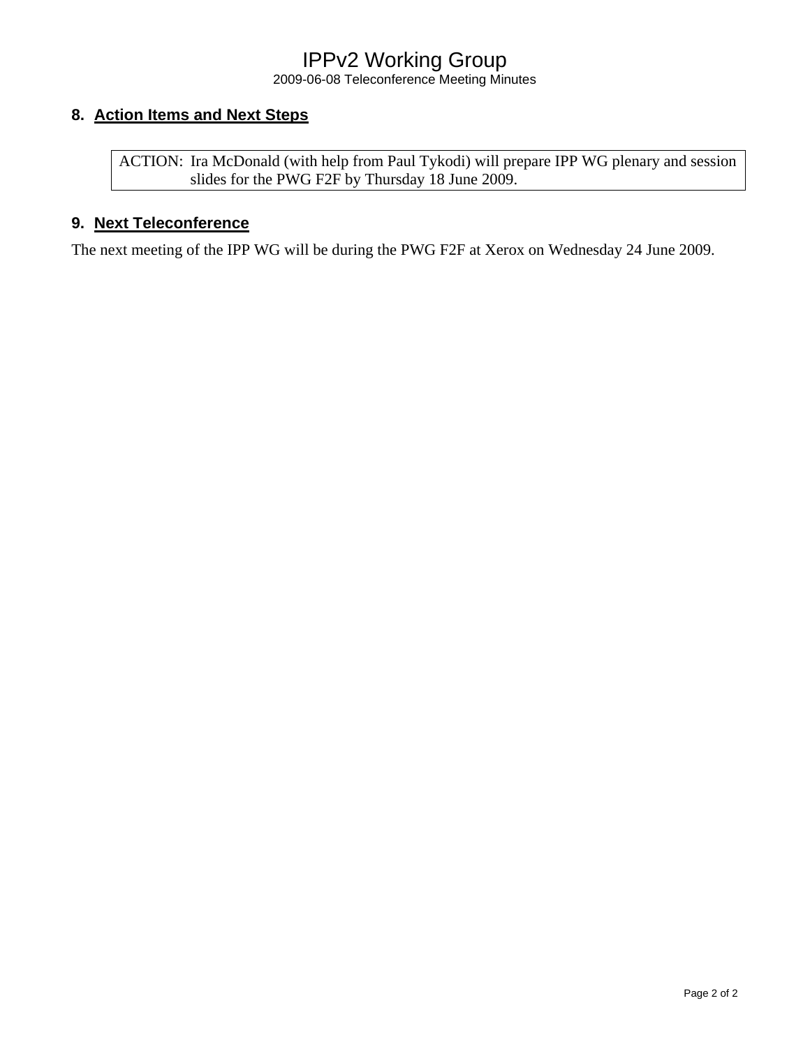## 8. Action Items and Next Steps

ACTION: Ira McDonald (with help from Paul Tykodi) will prepare IPP WG plenary and session slides for the PWG F2F by Thursday 18 June 2009.

## 9. Next Teleconference

The next meeting of the IPP WG will be during the PWG F2F at Xerox on Wednesday 24 June 2009.